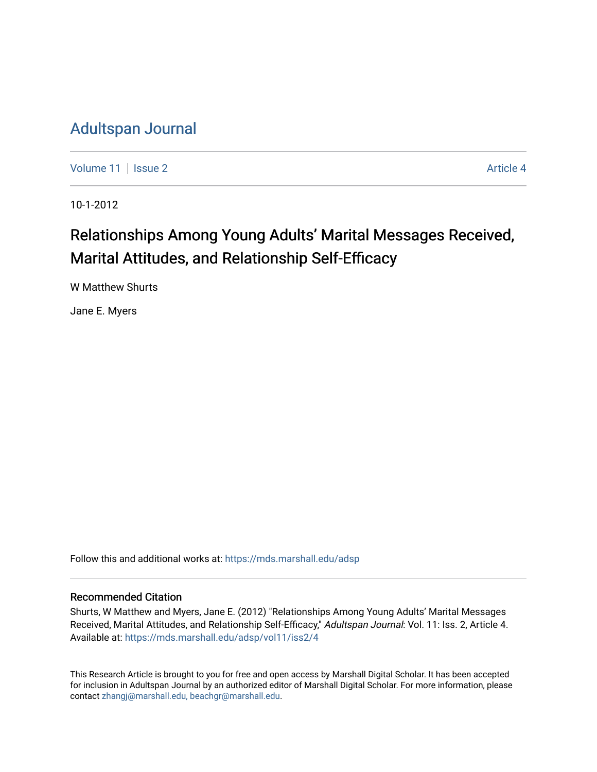# Adultspan Journal

Volume 11 | Issue 2 | Article 4

10-1-2012

## Relationships Among Young Adults' Marital Messages Received, Marital Attitudes, and Relationship Self-Efficacy

W Matthew Shurts

Jane E. Myers

Follow this and additional works at: https://mds.marshall.edu/adsp

### Recommended Citation

Shurts, W Matthew and Myers, Jane E. (2012) "Relationships Among Young Adults' Marital Messages Received, Marital Attitudes, and Relationship Self-Efficacy," *Adultspan Journal*: Vol. 11: Iss. 2, Article 4. Available at: https://mds.marshall.edu/adsp/vol11/iss2/4

This Research Article is brought to you for free and open access by Marshall Digital Scholar. It has been accepted for inclusion in Adultspan Journal by an authorized editor of Marshall Digital Scholar. For more information, please contact zhangj@marshall.edu, beachgr@marshall.edu.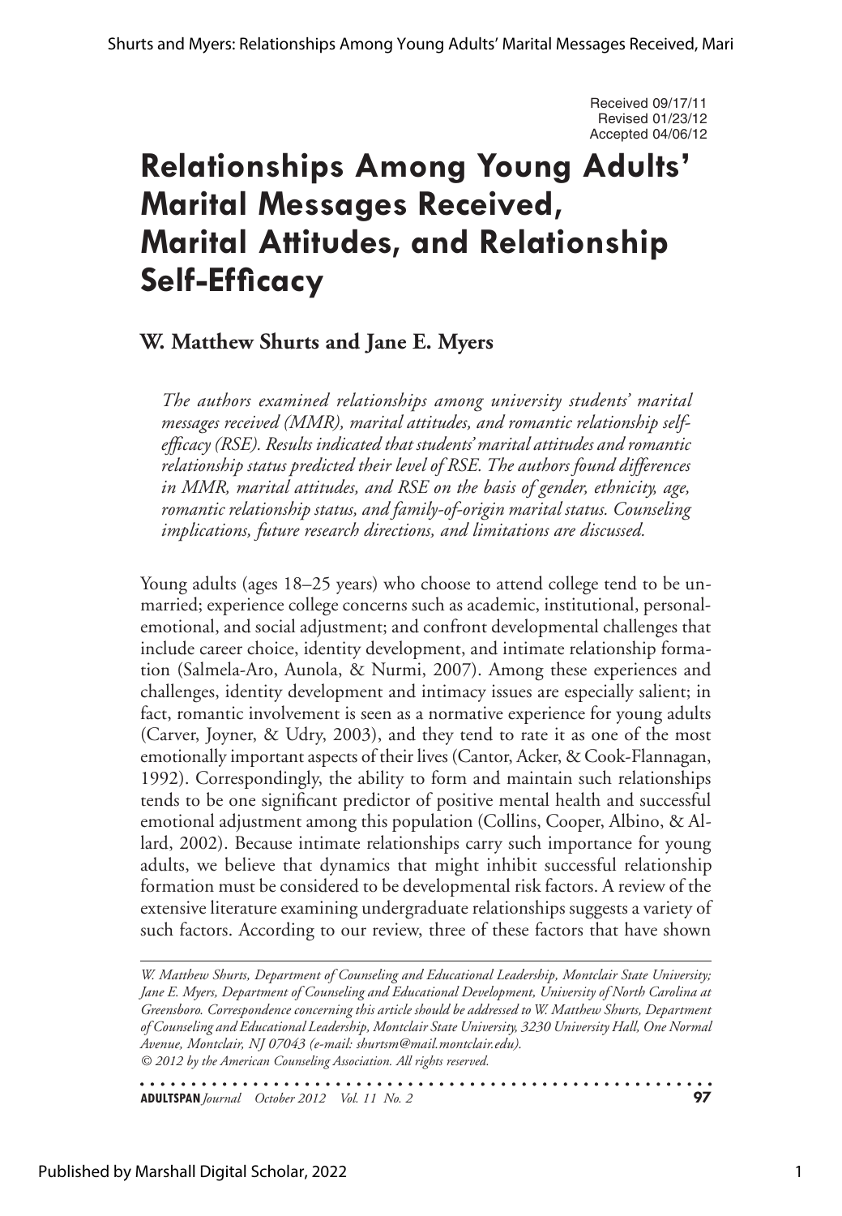Received 09/17/11
Revised 01/23/12
Accepted 04/06/12

# Relationships Among Young Adults' Marital Messages Received, Marital Attitudes, and Relationship Self-Efficacy

## W. Matthew Shurts and Jane E. Myers

*The authors examined relationships among university students' marital messages received (MMR), marital attitudes, and romantic relationship self-efficacy (RSE). Results indicated that students' marital attitudes and romantic relationship status predicted their level of RSE. The authors found differences in MMR, marital attitudes, and RSE on the basis of gender, ethnicity, age, romantic relationship status, and family-of-origin marital status. Counseling implications, future research directions, and limitations are discussed.*

Young adults (ages 18–25 years) who choose to attend college tend to be unmarried; experience college concerns such as academic, institutional, personal-emotional, and social adjustment; and confront developmental challenges that include career choice, identity development, and intimate relationship formation (Salmela-Aro, Aunola, & Nurmi, 2007). Among these experiences and challenges, identity development and intimacy issues are especially salient; in fact, romantic involvement is seen as a normative experience for young adults (Carver, Joyner, & Udry, 2003), and they tend to rate it as one of the most emotionally important aspects of their lives (Cantor, Acker, & Cook-Flannagan, 1992). Correspondingly, the ability to form and maintain such relationships tends to be one significant predictor of positive mental health and successful emotional adjustment among this population (Collins, Cooper, Albino, & Allard, 2002). Because intimate relationships carry such importance for young adults, we believe that dynamics that might inhibit successful relationship formation must be considered to be developmental risk factors. A review of the extensive literature examining undergraduate relationships suggests a variety of such factors. According to our review, three of these factors that have shown

*W. Matthew Shurts, Department of Counseling and Educational Leadership, Montclair State University; Jane E. Myers, Department of Counseling and Educational Development, University of North Carolina at Greensboro. Correspondence concerning this article should be addressed to W. Matthew Shurts, Department of Counseling and Educational Leadership, Montclair State University, 3230 University Hall, One Normal Avenue, Montclair, NJ 07043 (e-mail: shurtsm@mail.montclair.edu).*
*© 2012 by the American Counseling Association. All rights reserved.*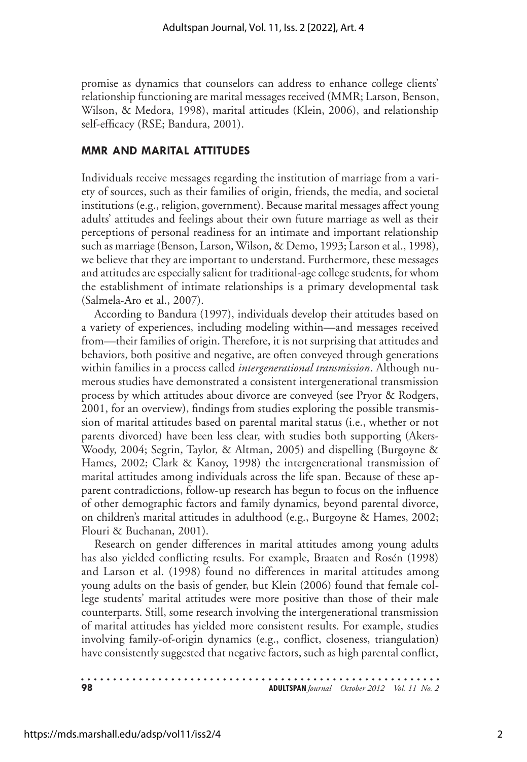promise as dynamics that counselors can address to enhance college clients' relationship functioning are marital messages received (MMR; Larson, Benson, Wilson, & Medora, 1998), marital attitudes (Klein, 2006), and relationship self-efficacy (RSE; Bandura, 2001).

## MMR AND MARITAL ATTITUDES

Individuals receive messages regarding the institution of marriage from a variety of sources, such as their families of origin, friends, the media, and societal institutions (e.g., religion, government). Because marital messages affect young adults' attitudes and feelings about their own future marriage as well as their perceptions of personal readiness for an intimate and important relationship such as marriage (Benson, Larson, Wilson, & Demo, 1993; Larson et al., 1998), we believe that they are important to understand. Furthermore, these messages and attitudes are especially salient for traditional-age college students, for whom the establishment of intimate relationships is a primary developmental task (Salmela-Aro et al., 2007).

According to Bandura (1997), individuals develop their attitudes based on a variety of experiences, including modeling within—and messages received from—their families of origin. Therefore, it is not surprising that attitudes and behaviors, both positive and negative, are often conveyed through generations within families in a process called *intergenerational transmission*. Although numerous studies have demonstrated a consistent intergenerational transmission process by which attitudes about divorce are conveyed (see Pryor & Rodgers, 2001, for an overview), findings from studies exploring the possible transmission of marital attitudes based on parental marital status (i.e., whether or not parents divorced) have been less clear, with studies both supporting (Akers-Woody, 2004; Segrin, Taylor, & Altman, 2005) and dispelling (Burgoyne & Hames, 2002; Clark & Kanoy, 1998) the intergenerational transmission of marital attitudes among individuals across the life span. Because of these apparent contradictions, follow-up research has begun to focus on the influence of other demographic factors and family dynamics, beyond parental divorce, on children's marital attitudes in adulthood (e.g., Burgoyne & Hames, 2002; Flouri & Buchanan, 2001).

Research on gender differences in marital attitudes among young adults has also yielded conflicting results. For example, Braaten and Rosén (1998) and Larson et al. (1998) found no differences in marital attitudes among young adults on the basis of gender, but Klein (2006) found that female college students' marital attitudes were more positive than those of their male counterparts. Still, some research involving the intergenerational transmission of marital attitudes has yielded more consistent results. For example, studies involving family-of-origin dynamics (e.g., conflict, closeness, triangulation) have consistently suggested that negative factors, such as high parental conflict,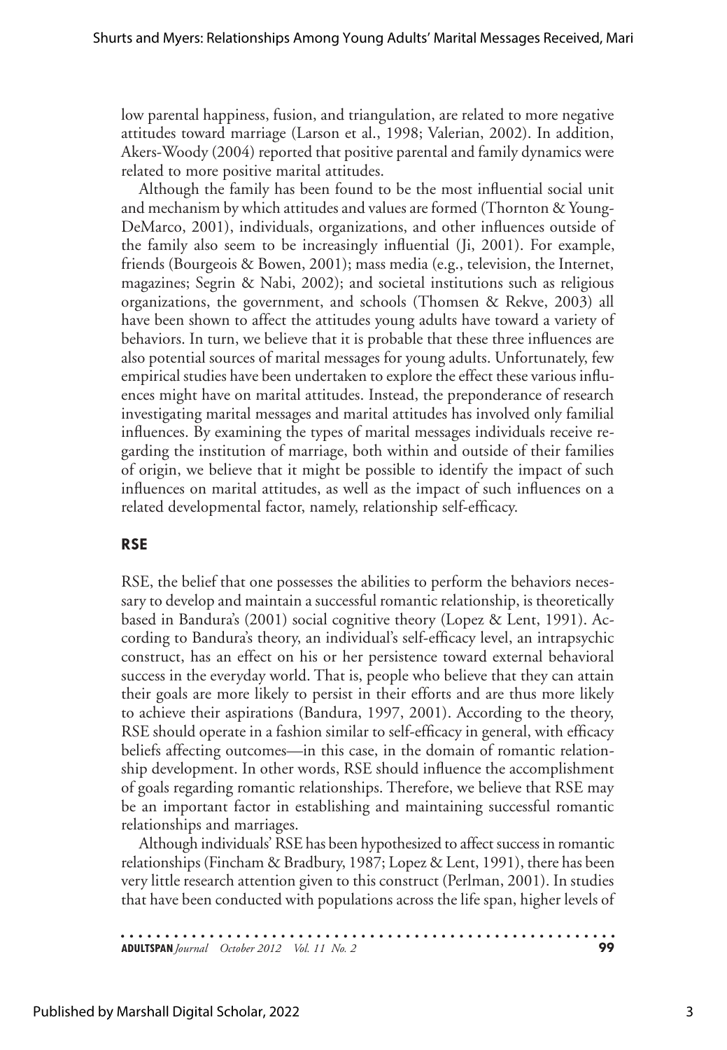low parental happiness, fusion, and triangulation, are related to more negative attitudes toward marriage (Larson et al., 1998; Valerian, 2002). In addition, Akers-Woody (2004) reported that positive parental and family dynamics were related to more positive marital attitudes.

Although the family has been found to be the most influential social unit and mechanism by which attitudes and values are formed (Thornton & Young-DeMarco, 2001), individuals, organizations, and other influences outside of the family also seem to be increasingly influential (Ji, 2001). For example, friends (Bourgeois & Bowen, 2001); mass media (e.g., television, the Internet, magazines; Segrin & Nabi, 2002); and societal institutions such as religious organizations, the government, and schools (Thomsen & Rekve, 2003) all have been shown to affect the attitudes young adults have toward a variety of behaviors. In turn, we believe that it is probable that these three influences are also potential sources of marital messages for young adults. Unfortunately, few empirical studies have been undertaken to explore the effect these various influences might have on marital attitudes. Instead, the preponderance of research investigating marital messages and marital attitudes has involved only familial influences. By examining the types of marital messages individuals receive regarding the institution of marriage, both within and outside of their families of origin, we believe that it might be possible to identify the impact of such influences on marital attitudes, as well as the impact of such influences on a related developmental factor, namely, relationship self-efficacy.

## RSE

RSE, the belief that one possesses the abilities to perform the behaviors necessary to develop and maintain a successful romantic relationship, is theoretically based in Bandura's (2001) social cognitive theory (Lopez & Lent, 1991). According to Bandura's theory, an individual's self-efficacy level, an intrapsychic construct, has an effect on his or her persistence toward external behavioral success in the everyday world. That is, people who believe that they can attain their goals are more likely to persist in their efforts and are thus more likely to achieve their aspirations (Bandura, 1997, 2001). According to the theory, RSE should operate in a fashion similar to self-efficacy in general, with efficacy beliefs affecting outcomes—in this case, in the domain of romantic relationship development. In other words, RSE should influence the accomplishment of goals regarding romantic relationships. Therefore, we believe that RSE may be an important factor in establishing and maintaining successful romantic relationships and marriages.

Although individuals' RSE has been hypothesized to affect success in romantic relationships (Fincham & Bradbury, 1987; Lopez & Lent, 1991), there has been very little research attention given to this construct (Perlman, 2001). In studies that have been conducted with populations across the life span, higher levels of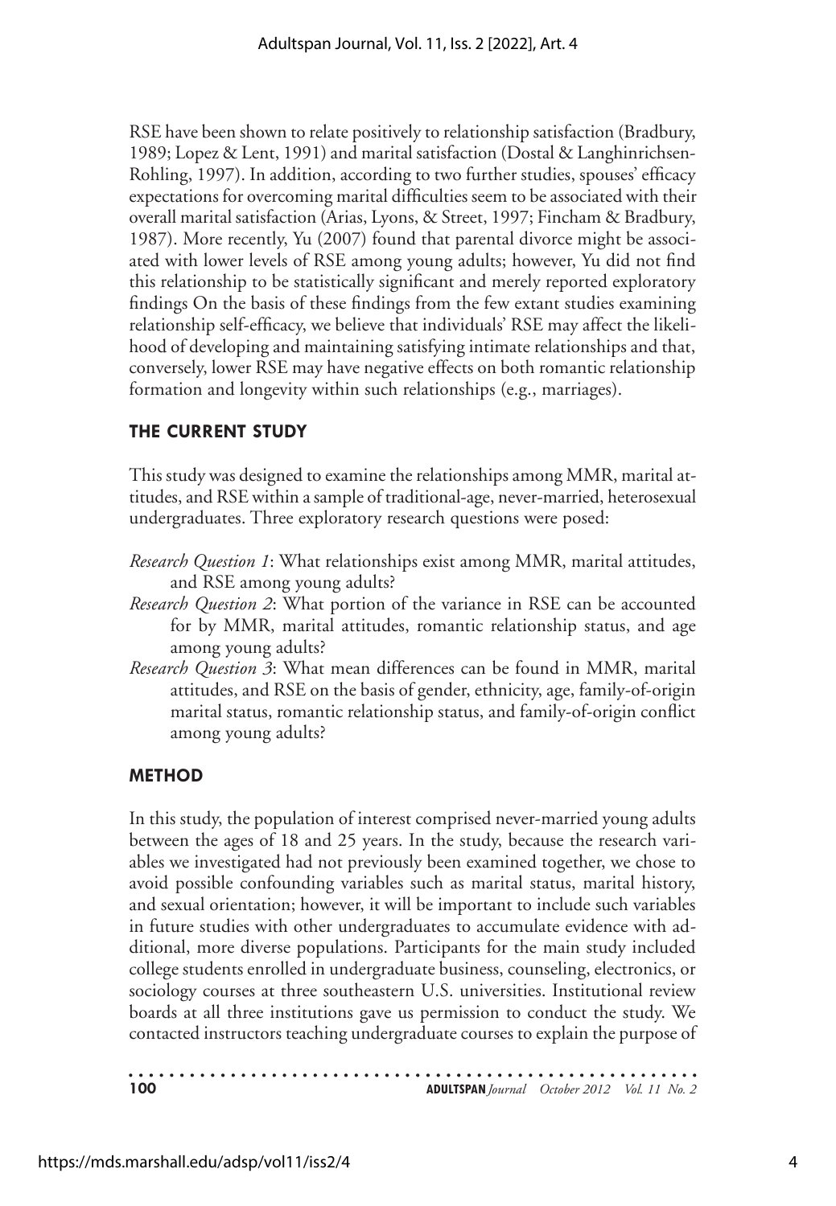RSE have been shown to relate positively to relationship satisfaction (Bradbury, 1989; Lopez & Lent, 1991) and marital satisfaction (Dostal & Langhinrichsen-Rohling, 1997). In addition, according to two further studies, spouses' efficacy expectations for overcoming marital difficulties seem to be associated with their overall marital satisfaction (Arias, Lyons, & Street, 1997; Fincham & Bradbury, 1987). More recently, Yu (2007) found that parental divorce might be associated with lower levels of RSE among young adults; however, Yu did not find this relationship to be statistically significant and merely reported exploratory findings On the basis of these findings from the few extant studies examining relationship self-efficacy, we believe that individuals' RSE may affect the likelihood of developing and maintaining satisfying intimate relationships and that, conversely, lower RSE may have negative effects on both romantic relationship formation and longevity within such relationships (e.g., marriages).

## THE CURRENT STUDY

This study was designed to examine the relationships among MMR, marital attitudes, and RSE within a sample of traditional-age, never-married, heterosexual undergraduates. Three exploratory research questions were posed:

*Research Question 1*: What relationships exist among MMR, marital attitudes, and RSE among young adults?

*Research Question 2*: What portion of the variance in RSE can be accounted for by MMR, marital attitudes, romantic relationship status, and age among young adults?

*Research Question 3*: What mean differences can be found in MMR, marital attitudes, and RSE on the basis of gender, ethnicity, age, family-of-origin marital status, romantic relationship status, and family-of-origin conflict among young adults?

## METHOD

In this study, the population of interest comprised never-married young adults between the ages of 18 and 25 years. In the study, because the research variables we investigated had not previously been examined together, we chose to avoid possible confounding variables such as marital status, marital history, and sexual orientation; however, it will be important to include such variables in future studies with other undergraduates to accumulate evidence with additional, more diverse populations. Participants for the main study included college students enrolled in undergraduate business, counseling, electronics, or sociology courses at three southeastern U.S. universities. Institutional review boards at all three institutions gave us permission to conduct the study. We contacted instructors teaching undergraduate courses to explain the purpose of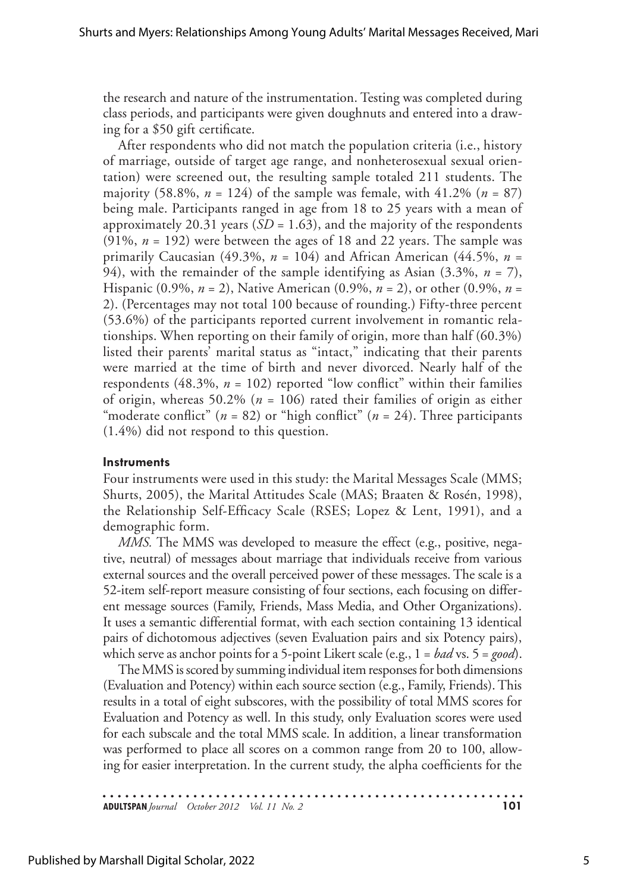the research and nature of the instrumentation. Testing was completed during class periods, and participants were given doughnuts and entered into a drawing for a $50 gift certificate.

After respondents who did not match the population criteria (i.e., history of marriage, outside of target age range, and nonheterosexual sexual orientation) were screened out, the resulting sample totaled 211 students. The majority (58.8%, $n$ = 124) of the sample was female, with 41.2% ($n$ = 87) being male. Participants ranged in age from 18 to 25 years with a mean of approximately 20.31 years ($SD$ = 1.63), and the majority of the respondents (91%, $n$ = 192) were between the ages of 18 and 22 years. The sample was primarily Caucasian (49.3%, $n$ = 104) and African American (44.5%, $n$ = 94), with the remainder of the sample identifying as Asian (3.3%, $n$ = 7), Hispanic (0.9%, $n$ = 2), Native American (0.9%, $n$ = 2), or other (0.9%, $n$ = 2). (Percentages may not total 100 because of rounding.) Fifty-three percent (53.6%) of the participants reported current involvement in romantic relationships. When reporting on their family of origin, more than half (60.3%) listed their parents' marital status as "intact," indicating that their parents were married at the time of birth and never divorced. Nearly half of the respondents (48.3%, $n$ = 102) reported "low conflict" within their families of origin, whereas 50.2% ($n$ = 106) rated their families of origin as either "moderate conflict" ($n$ = 82) or "high conflict" ($n$ = 24). Three participants (1.4%) did not respond to this question.

### Instruments

Four instruments were used in this study: the Marital Messages Scale (MMS; Shurts, 2005), the Marital Attitudes Scale (MAS; Braaten & Rosén, 1998), the Relationship Self-Efficacy Scale (RSES; Lopez & Lent, 1991), and a demographic form.

*MMS.* The MMS was developed to measure the effect (e.g., positive, negative, neutral) of messages about marriage that individuals receive from various external sources and the overall perceived power of these messages. The scale is a 52-item self-report measure consisting of four sections, each focusing on different message sources (Family, Friends, Mass Media, and Other Organizations). It uses a semantic differential format, with each section containing 13 identical pairs of dichotomous adjectives (seven Evaluation pairs and six Potency pairs), which serve as anchor points for a 5-point Likert scale (e.g., 1 = *bad* vs. 5 = *good*).

The MMS is scored by summing individual item responses for both dimensions (Evaluation and Potency) within each source section (e.g., Family, Friends). This results in a total of eight subscores, with the possibility of total MMS scores for Evaluation and Potency as well. In this study, only Evaluation scores were used for each subscale and the total MMS scale. In addition, a linear transformation was performed to place all scores on a common range from 20 to 100, allowing for easier interpretation. In the current study, the alpha coefficients for the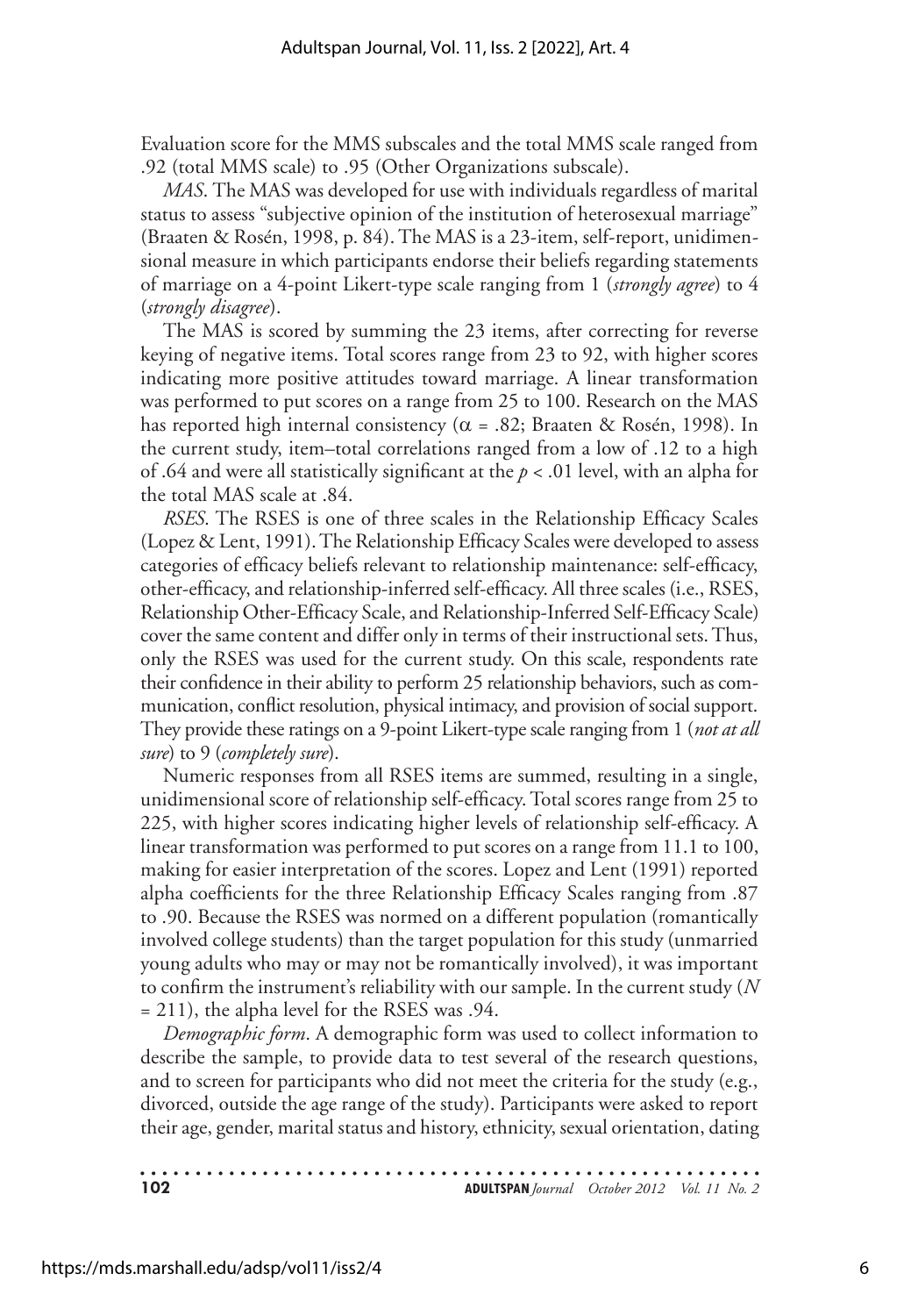Evaluation score for the MMS subscales and the total MMS scale ranged from .92 (total MMS scale) to .95 (Other Organizations subscale).

*MAS*. The MAS was developed for use with individuals regardless of marital status to assess "subjective opinion of the institution of heterosexual marriage" (Braaten & Rosén, 1998, p. 84). The MAS is a 23-item, self-report, unidimensional measure in which participants endorse their beliefs regarding statements of marriage on a 4-point Likert-type scale ranging from 1 (*strongly agree*) to 4 (*strongly disagree*).

The MAS is scored by summing the 23 items, after correcting for reverse keying of negative items. Total scores range from 23 to 92, with higher scores indicating more positive attitudes toward marriage. A linear transformation was performed to put scores on a range from 25 to 100. Research on the MAS has reported high internal consistency ($\alpha$ = .82; Braaten & Rosén, 1998). In the current study, item–total correlations ranged from a low of .12 to a high of .64 and were all statistically significant at the $p < .01$ level, with an alpha for the total MAS scale at .84.

*RSES*. The RSES is one of three scales in the Relationship Efficacy Scales (Lopez & Lent, 1991). The Relationship Efficacy Scales were developed to assess categories of efficacy beliefs relevant to relationship maintenance: self-efficacy, other-efficacy, and relationship-inferred self-efficacy. All three scales (i.e., RSES, Relationship Other-Efficacy Scale, and Relationship-Inferred Self-Efficacy Scale) cover the same content and differ only in terms of their instructional sets. Thus, only the RSES was used for the current study. On this scale, respondents rate their confidence in their ability to perform 25 relationship behaviors, such as communication, conflict resolution, physical intimacy, and provision of social support. They provide these ratings on a 9-point Likert-type scale ranging from 1 (*not at all sure*) to 9 (*completely sure*).

Numeric responses from all RSES items are summed, resulting in a single, unidimensional score of relationship self-efficacy. Total scores range from 25 to 225, with higher scores indicating higher levels of relationship self-efficacy. A linear transformation was performed to put scores on a range from 11.1 to 100, making for easier interpretation of the scores. Lopez and Lent (1991) reported alpha coefficients for the three Relationship Efficacy Scales ranging from .87 to .90. Because the RSES was normed on a different population (romantically involved college students) than the target population for this study (unmarried young adults who may or may not be romantically involved), it was important to confirm the instrument's reliability with our sample. In the current study ($N$ = 211), the alpha level for the RSES was .94.

*Demographic form*. A demographic form was used to collect information to describe the sample, to provide data to test several of the research questions, and to screen for participants who did not meet the criteria for the study (e.g., divorced, outside the age range of the study). Participants were asked to report their age, gender, marital status and history, ethnicity, sexual orientation, dating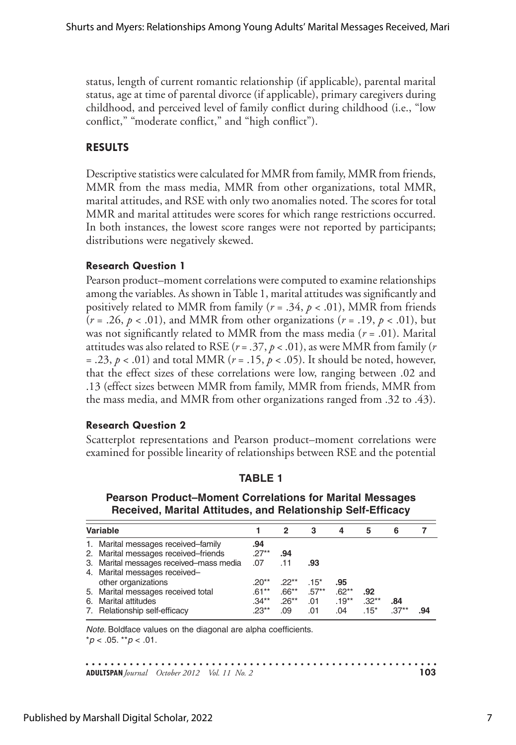status, length of current romantic relationship (if applicable), parental marital status, age at time of parental divorce (if applicable), primary caregivers during childhood, and perceived level of family conflict during childhood (i.e., "low conflict," "moderate conflict," and "high conflict").

## RESULTS

Descriptive statistics were calculated for MMR from family, MMR from friends, MMR from the mass media, MMR from other organizations, total MMR, marital attitudes, and RSE with only two anomalies noted. The scores for total MMR and marital attitudes were scores for which range restrictions occurred. In both instances, the lowest score ranges were not reported by participants; distributions were negatively skewed.

### Research Question 1

Pearson product–moment correlations were computed to examine relationships among the variables. As shown in Table 1, marital attitudes was significantly and positively related to MMR from family ($r = .34$, $p < .01$), MMR from friends ($r = .26$, $p < .01$), and MMR from other organizations ($r = .19$, $p < .01$), but was not significantly related to MMR from the mass media ($r = .01$). Marital attitudes was also related to RSE ($r = .37$, $p < .01$), as were MMR from family ($r = .23$, $p < .01$) and total MMR ($r = .15$, $p < .05$). It should be noted, however, that the effect sizes of these correlations were low, ranging between .02 and .13 (effect sizes between MMR from family, MMR from friends, MMR from the mass media, and MMR from other organizations ranged from .32 to .43).

### Research Question 2

Scatterplot representations and Pearson product–moment correlations were examined for possible linearity of relationships between RSE and the potential

**TABLE 1**

**Pearson Product–Moment Correlations for Marital Messages Received, Marital Attitudes, and Relationship Self-Efficacy**

| Variable | 1 | 2 | 3 | 4 | 5 | 6 | 7 |
|---|---|---|---|---|---|---|---|
| 1. Marital messages received–family | **.94** | | | | | | |
| 2. Marital messages received–friends | .27** | **.94** | | | | | |
| 3. Marital messages received–mass media | .07 | .11 | **.93** | | | | |
| 4. Marital messages received–other organizations | .20** | .22** | .15* | **.95** | | | |
| 5. Marital messages received total | .61** | .66** | .57** | .62** | **.92** | | |
| 6. Marital attitudes | .34** | .26** | .01 | .19** | .32** | **.84** | |
| 7. Relationship self-efficacy | .23** | .09 | .01 | .04 | .15* | .37** | **.94** |

*Note.* Boldface values on the diagonal are alpha coefficients.
*$p < .05$. **$p < .01$.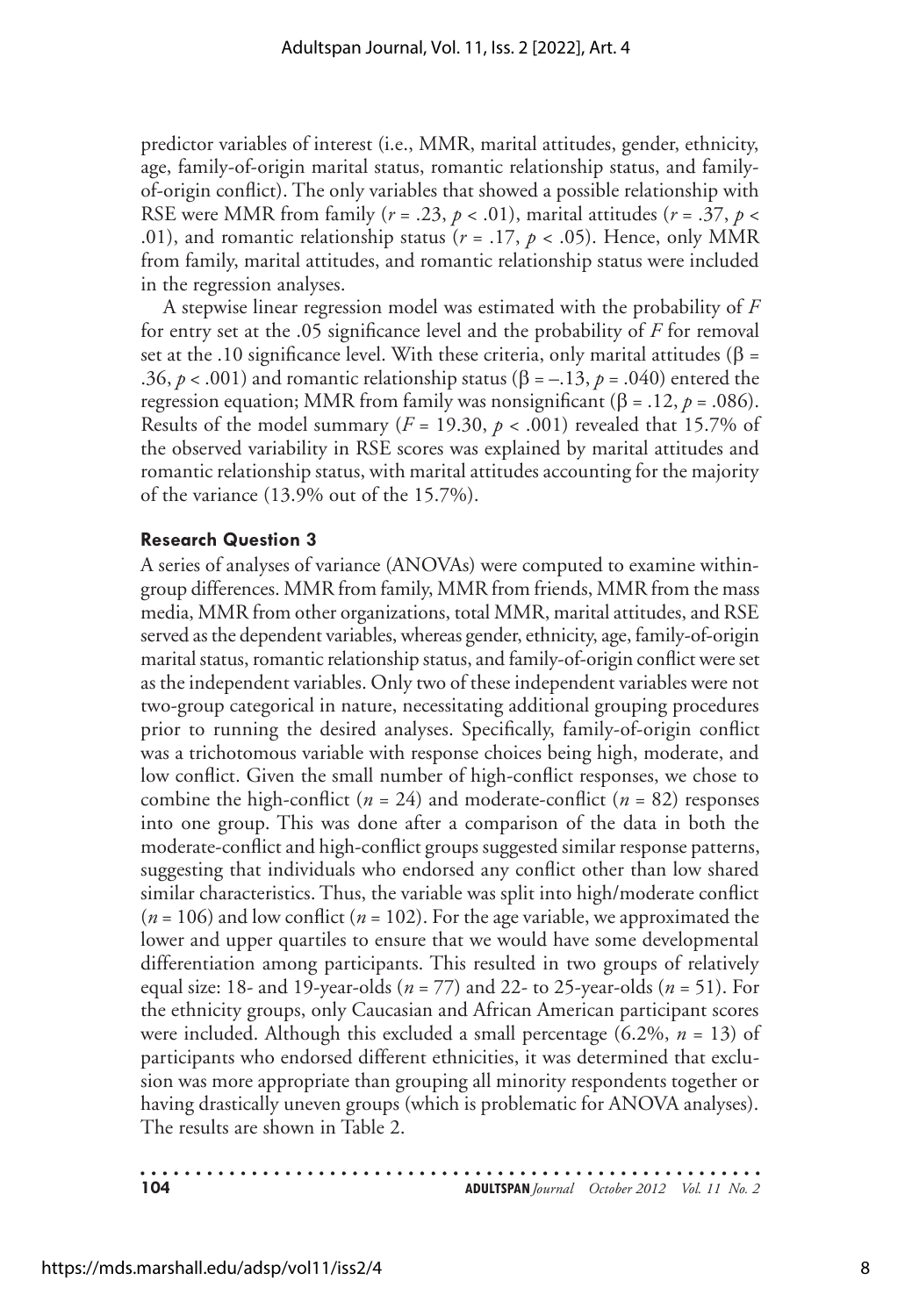predictor variables of interest (i.e., MMR, marital attitudes, gender, ethnicity, age, family-of-origin marital status, romantic relationship status, and family-of-origin conflict). The only variables that showed a possible relationship with RSE were MMR from family ($r = .23$, $p < .01$), marital attitudes ($r = .37$, $p < .01$), and romantic relationship status ($r = .17$, $p < .05$). Hence, only MMR from family, marital attitudes, and romantic relationship status were included in the regression analyses.

A stepwise linear regression model was estimated with the probability of $F$ for entry set at the .05 significance level and the probability of $F$ for removal set at the .10 significance level. With these criteria, only marital attitudes ($\beta = .36$, $p < .001$) and romantic relationship status ($\beta = -.13$, $p = .040$) entered the regression equation; MMR from family was nonsignificant ($\beta = .12$, $p = .086$). Results of the model summary ($F = 19.30$, $p < .001$) revealed that 15.7% of the observed variability in RSE scores was explained by marital attitudes and romantic relationship status, with marital attitudes accounting for the majority of the variance (13.9% out of the 15.7%).

### Research Question 3

A series of analyses of variance (ANOVAs) were computed to examine within-group differences. MMR from family, MMR from friends, MMR from the mass media, MMR from other organizations, total MMR, marital attitudes, and RSE served as the dependent variables, whereas gender, ethnicity, age, family-of-origin marital status, romantic relationship status, and family-of-origin conflict were set as the independent variables. Only two of these independent variables were not two-group categorical in nature, necessitating additional grouping procedures prior to running the desired analyses. Specifically, family-of-origin conflict was a trichotomous variable with response choices being high, moderate, and low conflict. Given the small number of high-conflict responses, we chose to combine the high-conflict ($n = 24$) and moderate-conflict ($n = 82$) responses into one group. This was done after a comparison of the data in both the moderate-conflict and high-conflict groups suggested similar response patterns, suggesting that individuals who endorsed any conflict other than low shared similar characteristics. Thus, the variable was split into high/moderate conflict ($n = 106$) and low conflict ($n = 102$). For the age variable, we approximated the lower and upper quartiles to ensure that we would have some developmental differentiation among participants. This resulted in two groups of relatively equal size: 18- and 19-year-olds ($n = 77$) and 22- to 25-year-olds ($n = 51$). For the ethnicity groups, only Caucasian and African American participant scores were included. Although this excluded a small percentage (6.2%, $n = 13$) of participants who endorsed different ethnicities, it was determined that exclusion was more appropriate than grouping all minority respondents together or having drastically uneven groups (which is problematic for ANOVA analyses). The results are shown in Table 2.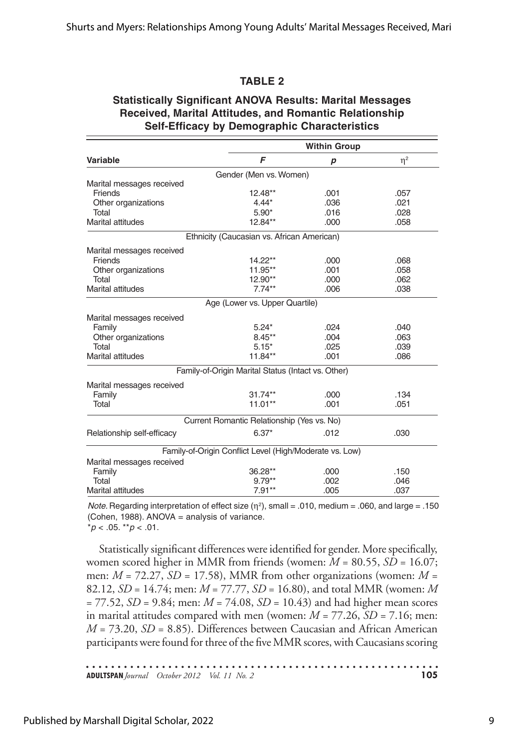**TABLE 2**

**Statistically Significant ANOVA Results: Marital Messages Received, Marital Attitudes, and Romantic Relationship Self-Efficacy by Demographic Characteristics**

| Variable | Within Group | | |
|---|---|---|---|
| | ***F*** | ***p*** | $\eta^2$ |
| Gender (Men vs. Women) | | | |
| Marital messages received | | | |
| Friends | 12.48** | .001 | .057 |
| Other organizations | 4.44* | .036 | .021 |
| Total | 5.90* | .016 | .028 |
| Marital attitudes | 12.84** | .000 | .058 |
| Ethnicity (Caucasian vs. African American) | | | |
| Marital messages received | | | |
| Friends | 14.22** | .000 | .068 |
| Other organizations | 11.95** | .001 | .058 |
| Total | 12.90** | .000 | .062 |
| Marital attitudes | 7.74** | .006 | .038 |
| Age (Lower vs. Upper Quartile) | | | |
| Marital messages received | | | |
| Family | 5.24* | .024 | .040 |
| Other organizations | 8.45** | .004 | .063 |
| Total | 5.15* | .025 | .039 |
| Marital attitudes | 11.84** | .001 | .086 |
| Family-of-Origin Marital Status (Intact vs. Other) | | | |
| Marital messages received | | | |
| Family | 31.74** | .000 | .134 |
| Total | 11.01** | .001 | .051 |
| Current Romantic Relationship (Yes vs. No) | | | |
| Relationship self-efficacy | 6.37* | .012 | .030 |
| Family-of-Origin Conflict Level (High/Moderate vs. Low) | | | |
| Marital messages received | | | |
| Family | 36.28** | .000 | .150 |
| Total | 9.79** | .002 | .046 |
| Marital attitudes | 7.91** | .005 | .037 |

*Note.* Regarding interpretation of effect size ($\eta^2$), small = .010, medium = .060, and large = .150 (Cohen, 1988). ANOVA = analysis of variance.
$^{*}p < .05$. $^{**}p < .01$.

Statistically significant differences were identified for gender. More specifically, women scored higher in MMR from friends (women: $M$ = 80.55, $SD$ = 16.07; men: $M$ = 72.27, $SD$ = 17.58), MMR from other organizations (women: $M$ = 82.12, $SD$ = 14.74; men: $M$ = 77.77, $SD$ = 16.80), and total MMR (women: $M$ = 77.52, $SD$ = 9.84; men: $M$ = 74.08, $SD$ = 10.43) and had higher mean scores in marital attitudes compared with men (women: $M$ = 77.26, $SD$ = 7.16; men: $M$ = 73.20, $SD$ = 8.85). Differences between Caucasian and African American participants were found for three of the five MMR scores, with Caucasians scoring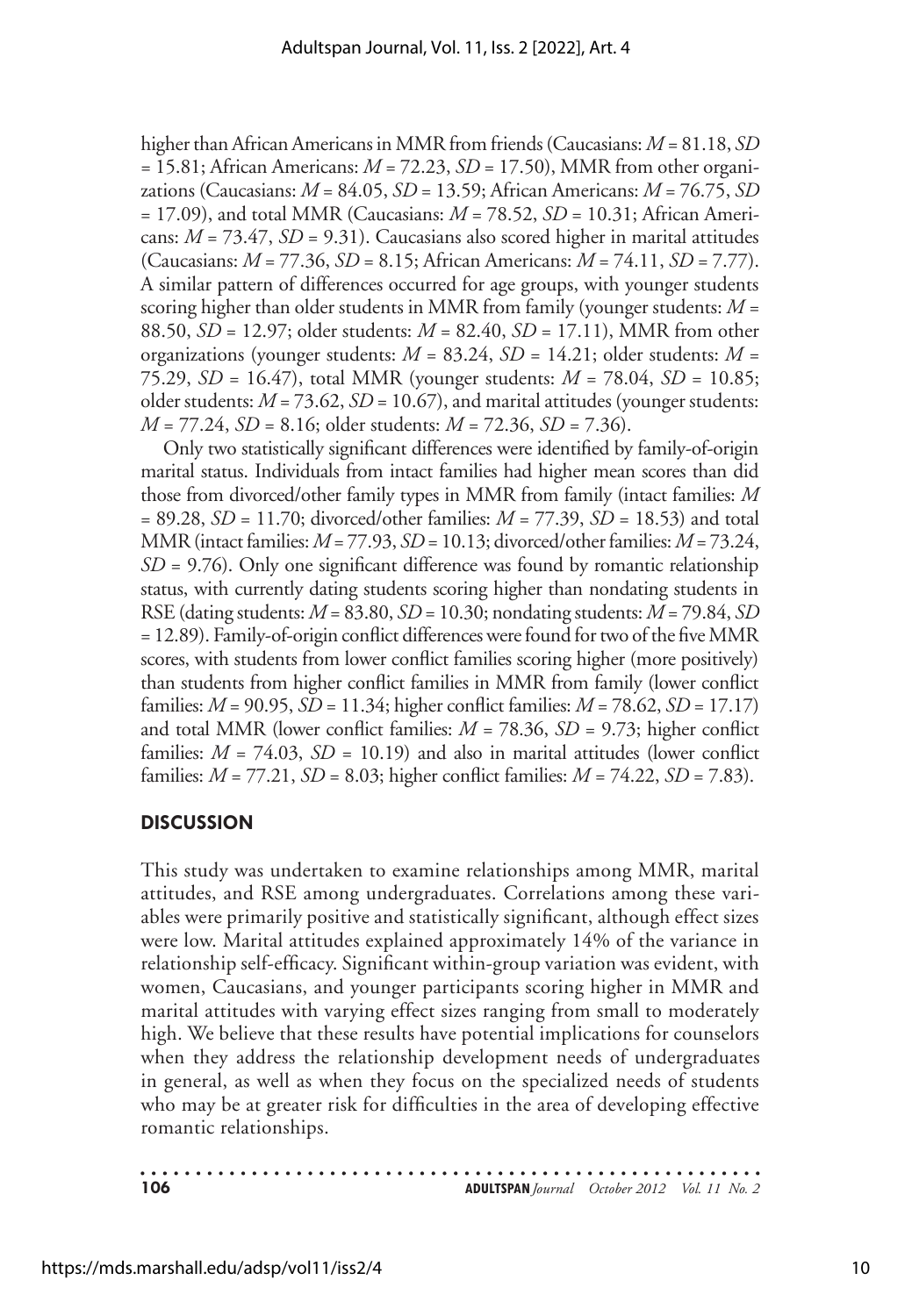higher than African Americans in MMR from friends (Caucasians: $M$ = 81.18, $SD$ = 15.81; African Americans: $M$ = 72.23, $SD$ = 17.50), MMR from other organizations (Caucasians: $M$ = 84.05, $SD$ = 13.59; African Americans: $M$ = 76.75, $SD$ = 17.09), and total MMR (Caucasians: $M$ = 78.52, $SD$ = 10.31; African Americans: $M$ = 73.47, $SD$ = 9.31). Caucasians also scored higher in marital attitudes (Caucasians: $M$ = 77.36, $SD$ = 8.15; African Americans: $M$ = 74.11, $SD$ = 7.77). A similar pattern of differences occurred for age groups, with younger students scoring higher than older students in MMR from family (younger students: $M$ = 88.50, $SD$ = 12.97; older students: $M$ = 82.40, $SD$ = 17.11), MMR from other organizations (younger students: $M$ = 83.24, $SD$ = 14.21; older students: $M$ = 75.29, $SD$ = 16.47), total MMR (younger students: $M$ = 78.04, $SD$ = 10.85; older students: $M$ = 73.62, $SD$ = 10.67), and marital attitudes (younger students: $M$ = 77.24, $SD$ = 8.16; older students: $M$ = 72.36, $SD$ = 7.36).

Only two statistically significant differences were identified by family-of-origin marital status. Individuals from intact families had higher mean scores than did those from divorced/other family types in MMR from family (intact families: $M$ = 89.28, $SD$ = 11.70; divorced/other families: $M$ = 77.39, $SD$ = 18.53) and total MMR (intact families: $M$ = 77.93, $SD$ = 10.13; divorced/other families: $M$ = 73.24, $SD$ = 9.76). Only one significant difference was found by romantic relationship status, with currently dating students scoring higher than nondating students in RSE (dating students: $M$ = 83.80, $SD$ = 10.30; nondating students: $M$ = 79.84, $SD$ = 12.89). Family-of-origin conflict differences were found for two of the five MMR scores, with students from lower conflict families scoring higher (more positively) than students from higher conflict families in MMR from family (lower conflict families: $M$ = 90.95, $SD$ = 11.34; higher conflict families: $M$ = 78.62, $SD$ = 17.17) and total MMR (lower conflict families: $M$ = 78.36, $SD$ = 9.73; higher conflict families: $M$ = 74.03, $SD$ = 10.19) and also in marital attitudes (lower conflict families: $M$ = 77.21, $SD$ = 8.03; higher conflict families: $M$ = 74.22, $SD$ = 7.83).

## DISCUSSION

This study was undertaken to examine relationships among MMR, marital attitudes, and RSE among undergraduates. Correlations among these variables were primarily positive and statistically significant, although effect sizes were low. Marital attitudes explained approximately 14% of the variance in relationship self-efficacy. Significant within-group variation was evident, with women, Caucasians, and younger participants scoring higher in MMR and marital attitudes with varying effect sizes ranging from small to moderately high. We believe that these results have potential implications for counselors when they address the relationship development needs of undergraduates in general, as well as when they focus on the specialized needs of students who may be at greater risk for difficulties in the area of developing effective romantic relationships.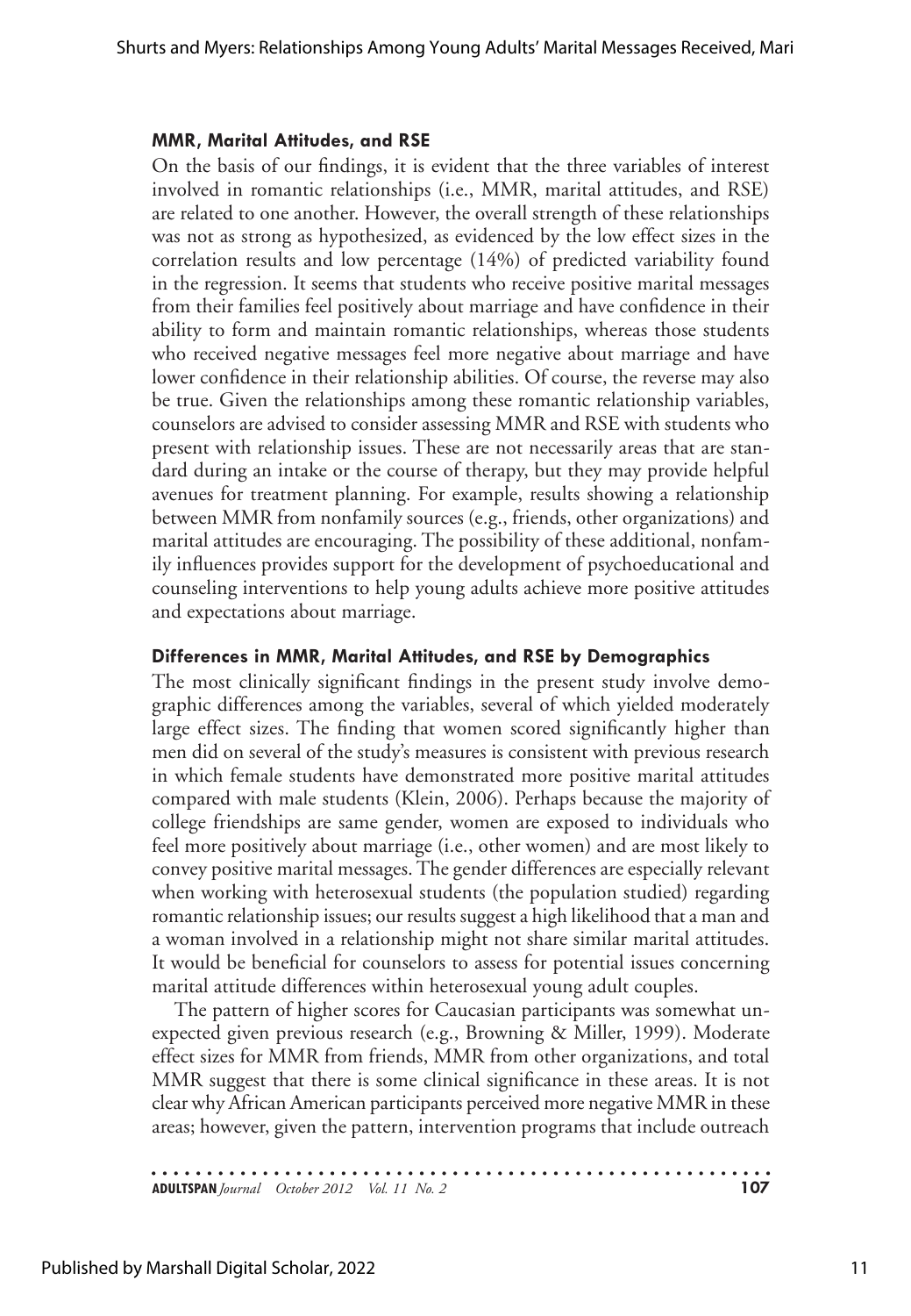#### MMR, Marital Attitudes, and RSE

On the basis of our findings, it is evident that the three variables of interest involved in romantic relationships (i.e., MMR, marital attitudes, and RSE) are related to one another. However, the overall strength of these relationships was not as strong as hypothesized, as evidenced by the low effect sizes in the correlation results and low percentage (14%) of predicted variability found in the regression. It seems that students who receive positive marital messages from their families feel positively about marriage and have confidence in their ability to form and maintain romantic relationships, whereas those students who received negative messages feel more negative about marriage and have lower confidence in their relationship abilities. Of course, the reverse may also be true. Given the relationships among these romantic relationship variables, counselors are advised to consider assessing MMR and RSE with students who present with relationship issues. These are not necessarily areas that are standard during an intake or the course of therapy, but they may provide helpful avenues for treatment planning. For example, results showing a relationship between MMR from nonfamily sources (e.g., friends, other organizations) and marital attitudes are encouraging. The possibility of these additional, nonfamily influences provides support for the development of psychoeducational and counseling interventions to help young adults achieve more positive attitudes and expectations about marriage.

#### Differences in MMR, Marital Attitudes, and RSE by Demographics

The most clinically significant findings in the present study involve demographic differences among the variables, several of which yielded moderately large effect sizes. The finding that women scored significantly higher than men did on several of the study's measures is consistent with previous research in which female students have demonstrated more positive marital attitudes compared with male students (Klein, 2006). Perhaps because the majority of college friendships are same gender, women are exposed to individuals who feel more positively about marriage (i.e., other women) and are most likely to convey positive marital messages. The gender differences are especially relevant when working with heterosexual students (the population studied) regarding romantic relationship issues; our results suggest a high likelihood that a man and a woman involved in a relationship might not share similar marital attitudes. It would be beneficial for counselors to assess for potential issues concerning marital attitude differences within heterosexual young adult couples.

The pattern of higher scores for Caucasian participants was somewhat unexpected given previous research (e.g., Browning & Miller, 1999). Moderate effect sizes for MMR from friends, MMR from other organizations, and total MMR suggest that there is some clinical significance in these areas. It is not clear why African American participants perceived more negative MMR in these areas; however, given the pattern, intervention programs that include outreach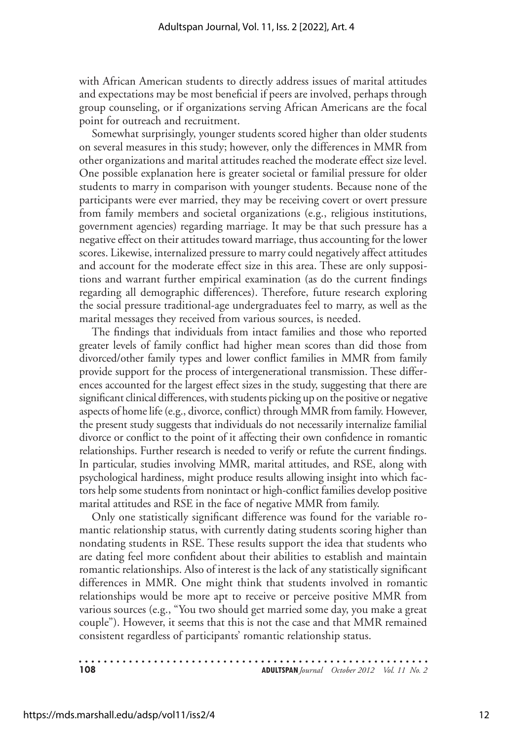with African American students to directly address issues of marital attitudes and expectations may be most beneficial if peers are involved, perhaps through group counseling, or if organizations serving African Americans are the focal point for outreach and recruitment.

Somewhat surprisingly, younger students scored higher than older students on several measures in this study; however, only the differences in MMR from other organizations and marital attitudes reached the moderate effect size level. One possible explanation here is greater societal or familial pressure for older students to marry in comparison with younger students. Because none of the participants were ever married, they may be receiving covert or overt pressure from family members and societal organizations (e.g., religious institutions, government agencies) regarding marriage. It may be that such pressure has a negative effect on their attitudes toward marriage, thus accounting for the lower scores. Likewise, internalized pressure to marry could negatively affect attitudes and account for the moderate effect size in this area. These are only suppositions and warrant further empirical examination (as do the current findings regarding all demographic differences). Therefore, future research exploring the social pressure traditional-age undergraduates feel to marry, as well as the marital messages they received from various sources, is needed.

The findings that individuals from intact families and those who reported greater levels of family conflict had higher mean scores than did those from divorced/other family types and lower conflict families in MMR from family provide support for the process of intergenerational transmission. These differences accounted for the largest effect sizes in the study, suggesting that there are significant clinical differences, with students picking up on the positive or negative aspects of home life (e.g., divorce, conflict) through MMR from family. However, the present study suggests that individuals do not necessarily internalize familial divorce or conflict to the point of it affecting their own confidence in romantic relationships. Further research is needed to verify or refute the current findings. In particular, studies involving MMR, marital attitudes, and RSE, along with psychological hardiness, might produce results allowing insight into which factors help some students from nonintact or high-conflict families develop positive marital attitudes and RSE in the face of negative MMR from family.

Only one statistically significant difference was found for the variable romantic relationship status, with currently dating students scoring higher than nondating students in RSE. These results support the idea that students who are dating feel more confident about their abilities to establish and maintain romantic relationships. Also of interest is the lack of any statistically significant differences in MMR. One might think that students involved in romantic relationships would be more apt to receive or perceive positive MMR from various sources (e.g., "You two should get married some day, you make a great couple"). However, it seems that this is not the case and that MMR remained consistent regardless of participants' romantic relationship status.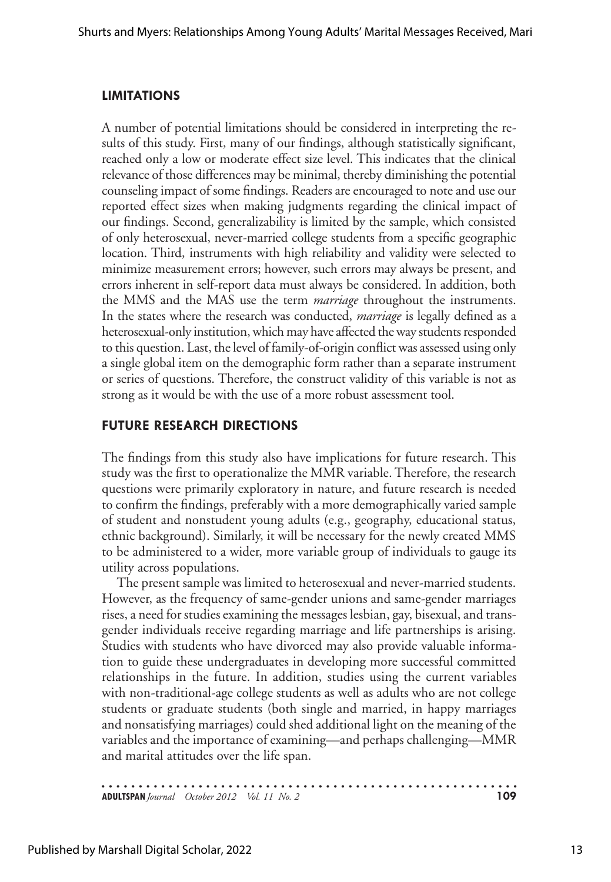## LIMITATIONS

A number of potential limitations should be considered in interpreting the results of this study. First, many of our findings, although statistically significant, reached only a low or moderate effect size level. This indicates that the clinical relevance of those differences may be minimal, thereby diminishing the potential counseling impact of some findings. Readers are encouraged to note and use our reported effect sizes when making judgments regarding the clinical impact of our findings. Second, generalizability is limited by the sample, which consisted of only heterosexual, never-married college students from a specific geographic location. Third, instruments with high reliability and validity were selected to minimize measurement errors; however, such errors may always be present, and errors inherent in self-report data must always be considered. In addition, both the MMS and the MAS use the term *marriage* throughout the instruments. In the states where the research was conducted, *marriage* is legally defined as a heterosexual-only institution, which may have affected the way students responded to this question. Last, the level of family-of-origin conflict was assessed using only a single global item on the demographic form rather than a separate instrument or series of questions. Therefore, the construct validity of this variable is not as strong as it would be with the use of a more robust assessment tool.

## FUTURE RESEARCH DIRECTIONS

The findings from this study also have implications for future research. This study was the first to operationalize the MMR variable. Therefore, the research questions were primarily exploratory in nature, and future research is needed to confirm the findings, preferably with a more demographically varied sample of student and nonstudent young adults (e.g., geography, educational status, ethnic background). Similarly, it will be necessary for the newly created MMS to be administered to a wider, more variable group of individuals to gauge its utility across populations.

The present sample was limited to heterosexual and never-married students. However, as the frequency of same-gender unions and same-gender marriages rises, a need for studies examining the messages lesbian, gay, bisexual, and transgender individuals receive regarding marriage and life partnerships is arising. Studies with students who have divorced may also provide valuable information to guide these undergraduates in developing more successful committed relationships in the future. In addition, studies using the current variables with non-traditional-age college students as well as adults who are not college students or graduate students (both single and married, in happy marriages and nonsatisfying marriages) could shed additional light on the meaning of the variables and the importance of examining—and perhaps challenging—MMR and marital attitudes over the life span.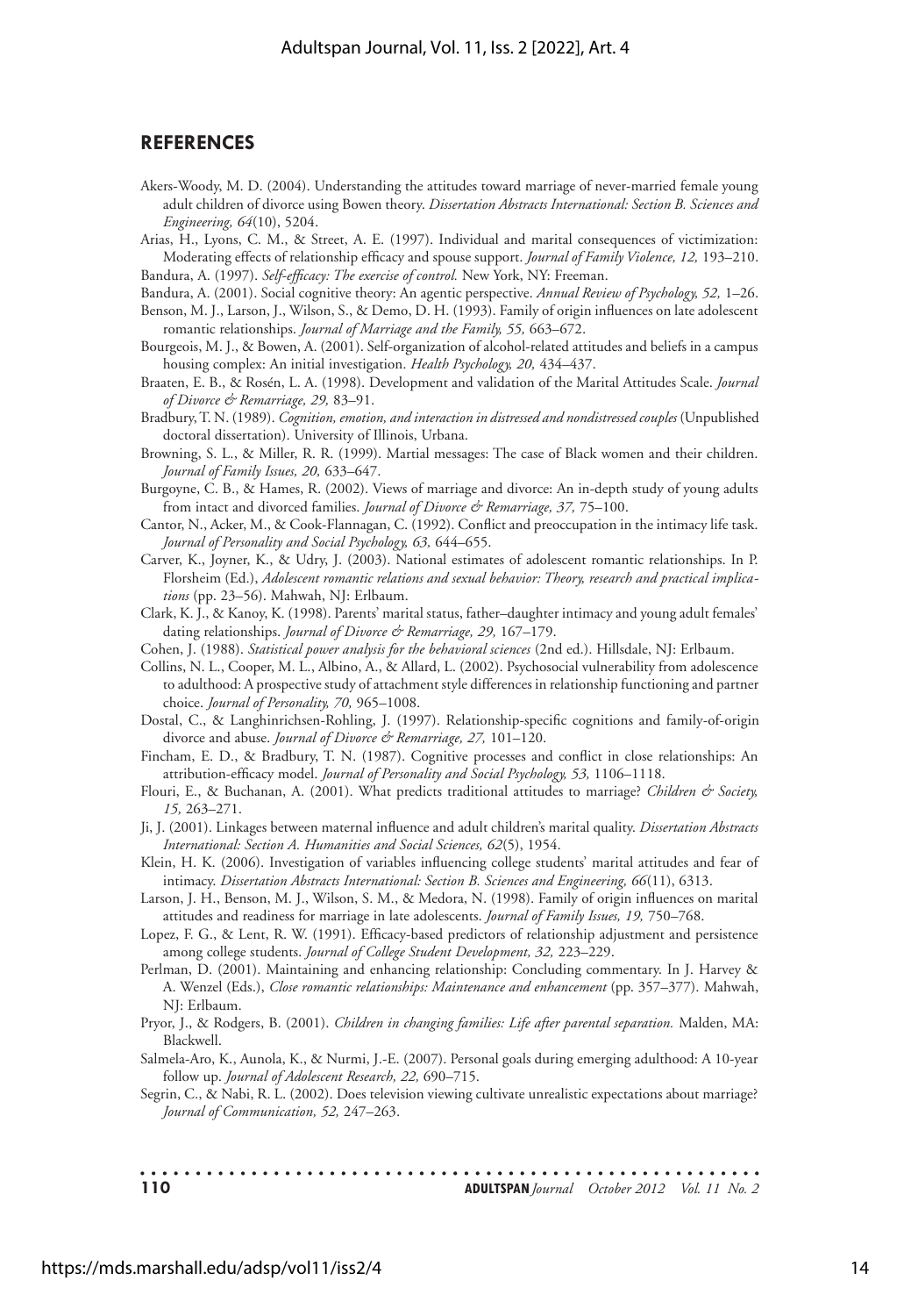## REFERENCES

Akers-Woody, M. D. (2004). Understanding the attitudes toward marriage of never-married female young adult children of divorce using Bowen theory. *Dissertation Abstracts International: Section B. Sciences and Engineering, 64*(10), 5204.

Arias, H., Lyons, C. M., & Street, A. E. (1997). Individual and marital consequences of victimization: Moderating effects of relationship efficacy and spouse support. *Journal of Family Violence, 12,* 193–210.

Bandura, A. (1997). *Self-efficacy: The exercise of control.* New York, NY: Freeman.

Bandura, A. (2001). Social cognitive theory: An agentic perspective. *Annual Review of Psychology, 52,* 1–26.

Benson, M. J., Larson, J., Wilson, S., & Demo, D. H. (1993). Family of origin influences on late adolescent romantic relationships. *Journal of Marriage and the Family, 55,* 663–672.

Bourgeois, M. J., & Bowen, A. (2001). Self-organization of alcohol-related attitudes and beliefs in a campus housing complex: An initial investigation. *Health Psychology, 20,* 434–437.

Braaten, E. B., & Rosén, L. A. (1998). Development and validation of the Marital Attitudes Scale. *Journal of Divorce & Remarriage, 29,* 83–91.

Bradbury, T. N. (1989). *Cognition, emotion, and interaction in distressed and nondistressed couples* (Unpublished doctoral dissertation). University of Illinois, Urbana.

Browning, S. L., & Miller, R. R. (1999). Martial messages: The case of Black women and their children. *Journal of Family Issues, 20,* 633–647.

Burgoyne, C. B., & Hames, R. (2002). Views of marriage and divorce: An in-depth study of young adults from intact and divorced families. *Journal of Divorce & Remarriage, 37,* 75–100.

Cantor, N., Acker, M., & Cook-Flannagan, C. (1992). Conflict and preoccupation in the intimacy life task. *Journal of Personality and Social Psychology, 63,* 644–655.

Carver, K., Joyner, K., & Udry, J. (2003). National estimates of adolescent romantic relationships. In P. Florsheim (Ed.), *Adolescent romantic relations and sexual behavior: Theory, research and practical implications* (pp. 23–56). Mahwah, NJ: Erlbaum.

Clark, K. J., & Kanoy, K. (1998). Parents' marital status, father–daughter intimacy and young adult females' dating relationships. *Journal of Divorce & Remarriage, 29,* 167–179.

Cohen, J. (1988). *Statistical power analysis for the behavioral sciences* (2nd ed.). Hillsdale, NJ: Erlbaum.

Collins, N. L., Cooper, M. L., Albino, A., & Allard, L. (2002). Psychosocial vulnerability from adolescence to adulthood: A prospective study of attachment style differences in relationship functioning and partner choice. *Journal of Personality, 70,* 965–1008.

Dostal, C., & Langhinrichsen-Rohling, J. (1997). Relationship-specific cognitions and family-of-origin divorce and abuse. *Journal of Divorce & Remarriage, 27,* 101–120.

Fincham, E. D., & Bradbury, T. N. (1987). Cognitive processes and conflict in close relationships: An attribution-efficacy model. *Journal of Personality and Social Psychology, 53,* 1106–1118.

Flouri, E., & Buchanan, A. (2001). What predicts traditional attitudes to marriage? *Children & Society, 15,* 263–271.

Ji, J. (2001). Linkages between maternal influence and adult children's marital quality. *Dissertation Abstracts International: Section A. Humanities and Social Sciences, 62*(5), 1954.

Klein, H. K. (2006). Investigation of variables influencing college students' marital attitudes and fear of intimacy. *Dissertation Abstracts International: Section B. Sciences and Engineering, 66*(11), 6313.

Larson, J. H., Benson, M. J., Wilson, S. M., & Medora, N. (1998). Family of origin influences on marital attitudes and readiness for marriage in late adolescents. *Journal of Family Issues, 19,* 750–768.

Lopez, F. G., & Lent, R. W. (1991). Efficacy-based predictors of relationship adjustment and persistence among college students. *Journal of College Student Development, 32,* 223–229.

Perlman, D. (2001). Maintaining and enhancing relationship: Concluding commentary. In J. Harvey & A. Wenzel (Eds.), *Close romantic relationships: Maintenance and enhancement* (pp. 357–377). Mahwah, NJ: Erlbaum.

Pryor, J., & Rodgers, B. (2001). *Children in changing families: Life after parental separation.* Malden, MA: Blackwell.

Salmela-Aro, K., Aunola, K., & Nurmi, J.-E. (2007). Personal goals during emerging adulthood: A 10-year follow up. *Journal of Adolescent Research, 22,* 690–715.

Segrin, C., & Nabi, R. L. (2002). Does television viewing cultivate unrealistic expectations about marriage? *Journal of Communication, 52,* 247–263.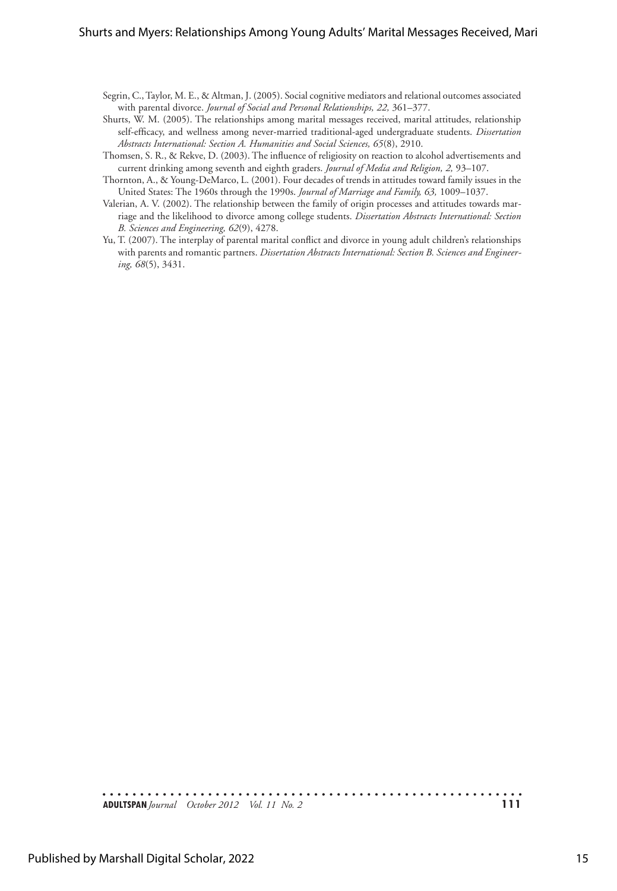Segrin, C., Taylor, M. E., & Altman, J. (2005). Social cognitive mediators and relational outcomes associated with parental divorce. *Journal of Social and Personal Relationships, 22,* 361–377.

Shurts, W. M. (2005). The relationships among marital messages received, marital attitudes, relationship self-efficacy, and wellness among never-married traditional-aged undergraduate students. *Dissertation Abstracts International: Section A. Humanities and Social Sciences, 65*(8), 2910.

Thomsen, S. R., & Rekve, D. (2003). The influence of religiosity on reaction to alcohol advertisements and current drinking among seventh and eighth graders. *Journal of Media and Religion, 2,* 93–107.

Thornton, A., & Young-DeMarco, L. (2001). Four decades of trends in attitudes toward family issues in the United States: The 1960s through the 1990s. *Journal of Marriage and Family, 63,* 1009–1037.

Valerian, A. V. (2002). The relationship between the family of origin processes and attitudes towards marriage and the likelihood to divorce among college students. *Dissertation Abstracts International: Section B. Sciences and Engineering, 62*(9), 4278.

Yu, T. (2007). The interplay of parental marital conflict and divorce in young adult children's relationships with parents and romantic partners. *Dissertation Abstracts International: Section B. Sciences and Engineering, 68*(5), 3431.